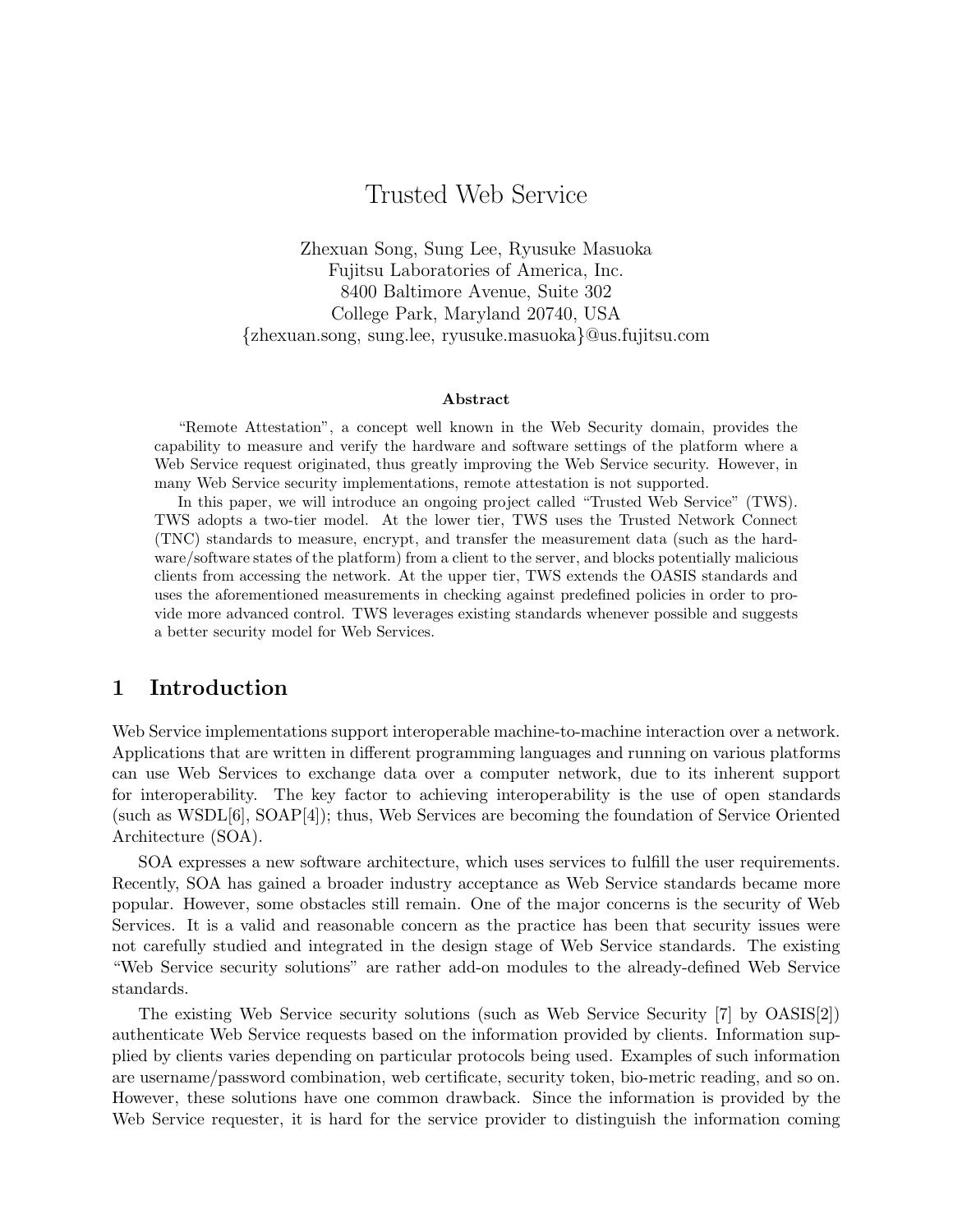# Trusted Web Service

Zhexuan Song, Sung Lee, Ryusuke Masuoka
Fujitsu Laboratories of America, Inc.
8400 Baltimore Avenue, Suite 302
College Park, Maryland 20740, USA
{zhexuan.song, sung.lee, ryusuke.masuoka}@us.fujitsu.com

### Abstract

"Remote Attestation", a concept well known in the Web Security domain, provides the capability to measure and verify the hardware and software settings of the platform where a Web Service request originated, thus greatly improving the Web Service security. However, in many Web Service security implementations, remote attestation is not supported.

In this paper, we will introduce an ongoing project called "Trusted Web Service" (TWS). TWS adopts a two-tier model. At the lower tier, TWS uses the Trusted Network Connect (TNC) standards to measure, encrypt, and transfer the measurement data (such as the hardware/software states of the platform) from a client to the server, and blocks potentially malicious clients from accessing the network. At the upper tier, TWS extends the OASIS standards and uses the aforementioned measurements in checking against predefined policies in order to provide more advanced control. TWS leverages existing standards whenever possible and suggests a better security model for Web Services.

## 1 Introduction

Web Service implementations support interoperable machine-to-machine interaction over a network. Applications that are written in different programming languages and running on various platforms can use Web Services to exchange data over a computer network, due to its inherent support for interoperability. The key factor to achieving interoperability is the use of open standards (such as WSDL[6], SOAP[4]); thus, Web Services are becoming the foundation of Service Oriented Architecture (SOA).

SOA expresses a new software architecture, which uses services to fulfill the user requirements. Recently, SOA has gained a broader industry acceptance as Web Service standards became more popular. However, some obstacles still remain. One of the major concerns is the security of Web Services. It is a valid and reasonable concern as the practice has been that security issues were not carefully studied and integrated in the design stage of Web Service standards. The existing "Web Service security solutions" are rather add-on modules to the already-defined Web Service standards.

The existing Web Service security solutions (such as Web Service Security [7] by OASIS[2]) authenticate Web Service requests based on the information provided by clients. Information supplied by clients varies depending on particular protocols being used. Examples of such information are username/password combination, web certificate, security token, bio-metric reading, and so on. However, these solutions have one common drawback. Since the information is provided by the Web Service requester, it is hard for the service provider to distinguish the information coming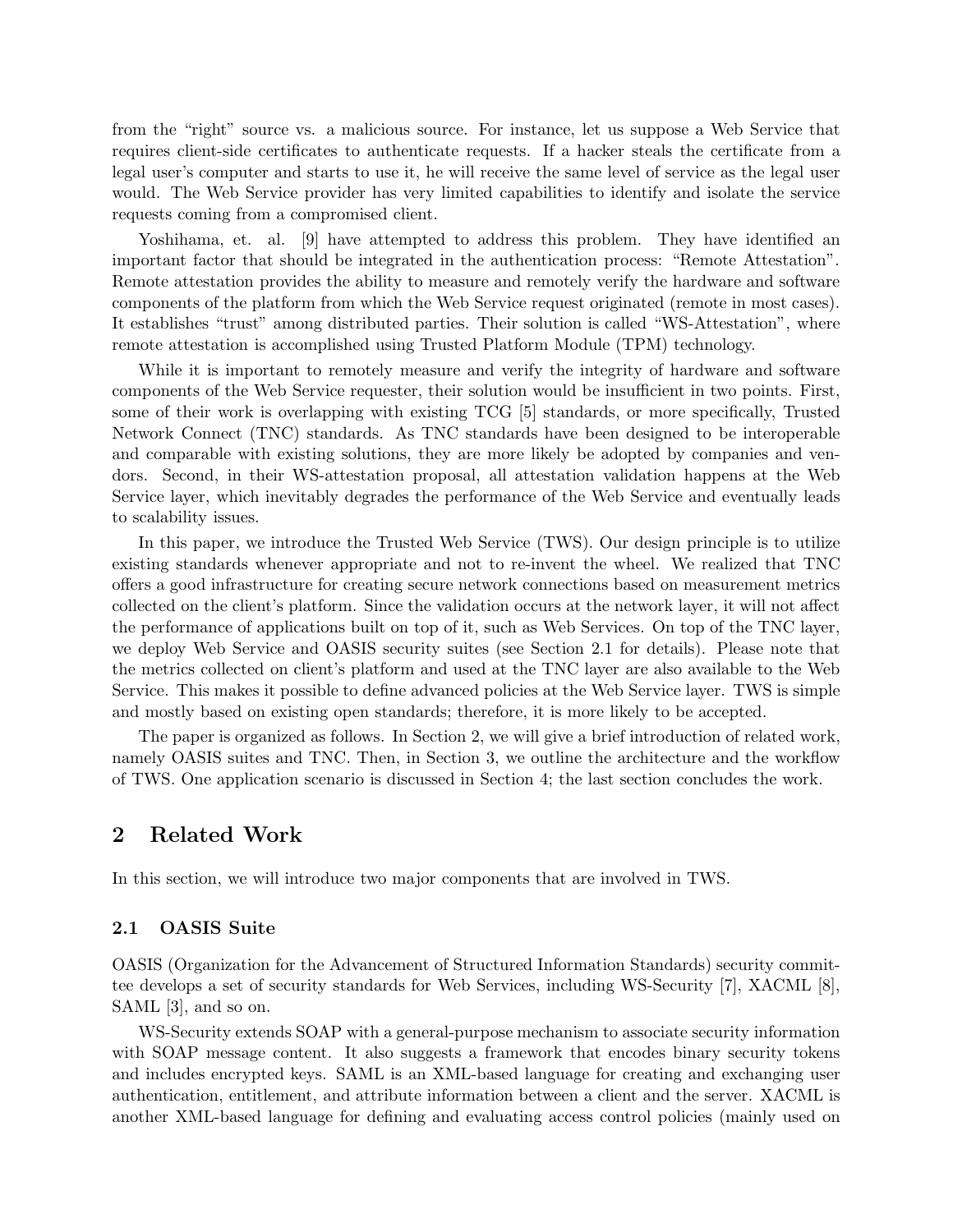from the "right" source vs. a malicious source. For instance, let us suppose a Web Service that requires client-side certificates to authenticate requests. If a hacker steals the certificate from a legal user's computer and starts to use it, he will receive the same level of service as the legal user would. The Web Service provider has very limited capabilities to identify and isolate the service requests coming from a compromised client.

Yoshihama, et. al. [9] have attempted to address this problem. They have identified an important factor that should be integrated in the authentication process: "Remote Attestation". Remote attestation provides the ability to measure and remotely verify the hardware and software components of the platform from which the Web Service request originated (remote in most cases). It establishes "trust" among distributed parties. Their solution is called "WS-Attestation", where remote attestation is accomplished using Trusted Platform Module (TPM) technology.

While it is important to remotely measure and verify the integrity of hardware and software components of the Web Service requester, their solution would be insufficient in two points. First, some of their work is overlapping with existing TCG [5] standards, or more specifically, Trusted Network Connect (TNC) standards. As TNC standards have been designed to be interoperable and comparable with existing solutions, they are more likely be adopted by companies and vendors. Second, in their WS-attestation proposal, all attestation validation happens at the Web Service layer, which inevitably degrades the performance of the Web Service and eventually leads to scalability issues.

In this paper, we introduce the Trusted Web Service (TWS). Our design principle is to utilize existing standards whenever appropriate and not to re-invent the wheel. We realized that TNC offers a good infrastructure for creating secure network connections based on measurement metrics collected on the client's platform. Since the validation occurs at the network layer, it will not affect the performance of applications built on top of it, such as Web Services. On top of the TNC layer, we deploy Web Service and OASIS security suites (see Section 2.1 for details). Please note that the metrics collected on client's platform and used at the TNC layer are also available to the Web Service. This makes it possible to define advanced policies at the Web Service layer. TWS is simple and mostly based on existing open standards; therefore, it is more likely to be accepted.

The paper is organized as follows. In Section 2, we will give a brief introduction of related work, namely OASIS suites and TNC. Then, in Section 3, we outline the architecture and the workflow of TWS. One application scenario is discussed in Section 4; the last section concludes the work.

## 2 Related Work

In this section, we will introduce two major components that are involved in TWS.

### 2.1 OASIS Suite

OASIS (Organization for the Advancement of Structured Information Standards) security committee develops a set of security standards for Web Services, including WS-Security [7], XACML [8], SAML [3], and so on.

WS-Security extends SOAP with a general-purpose mechanism to associate security information with SOAP message content. It also suggests a framework that encodes binary security tokens and includes encrypted keys. SAML is an XML-based language for creating and exchanging user authentication, entitlement, and attribute information between a client and the server. XACML is another XML-based language for defining and evaluating access control policies (mainly used on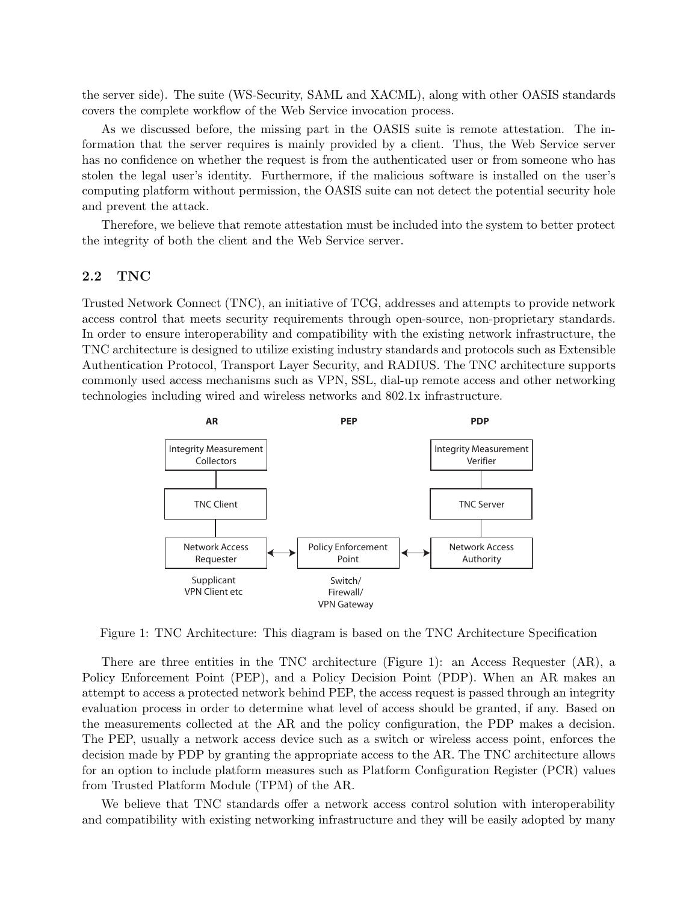the server side). The suite (WS-Security, SAML and XACML), along with other OASIS standards covers the complete workflow of the Web Service invocation process.

As we discussed before, the missing part in the OASIS suite is remote attestation. The information that the server requires is mainly provided by a client. Thus, the Web Service server has no confidence on whether the request is from the authenticated user or from someone who has stolen the legal user's identity. Furthermore, if the malicious software is installed on the user's computing platform without permission, the OASIS suite can not detect the potential security hole and prevent the attack.

Therefore, we believe that remote attestation must be included into the system to better protect the integrity of both the client and the Web Service server.

## 2.2 TNC

Trusted Network Connect (TNC), an initiative of TCG, addresses and attempts to provide network access control that meets security requirements through open-source, non-proprietary standards. In order to ensure interoperability and compatibility with the existing network infrastructure, the TNC architecture is designed to utilize existing industry standards and protocols such as Extensible Authentication Protocol, Transport Layer Security, and RADIUS. The TNC architecture supports commonly used access mechanisms such as VPN, SSL, dial-up remote access and other networking technologies including wired and wireless networks and 802.1x infrastructure.

Figure 1: TNC Architecture: This diagram is based on the TNC Architecture Specification

There are three entities in the TNC architecture (Figure 1): an Access Requester (AR), a Policy Enforcement Point (PEP), and a Policy Decision Point (PDP). When an AR makes an attempt to access a protected network behind PEP, the access request is passed through an integrity evaluation process in order to determine what level of access should be granted, if any. Based on the measurements collected at the AR and the policy configuration, the PDP makes a decision. The PEP, usually a network access device such as a switch or wireless access point, enforces the decision made by PDP by granting the appropriate access to the AR. The TNC architecture allows for an option to include platform measures such as Platform Configuration Register (PCR) values from Trusted Platform Module (TPM) of the AR.

We believe that TNC standards offer a network access control solution with interoperability and compatibility with existing networking infrastructure and they will be easily adopted by many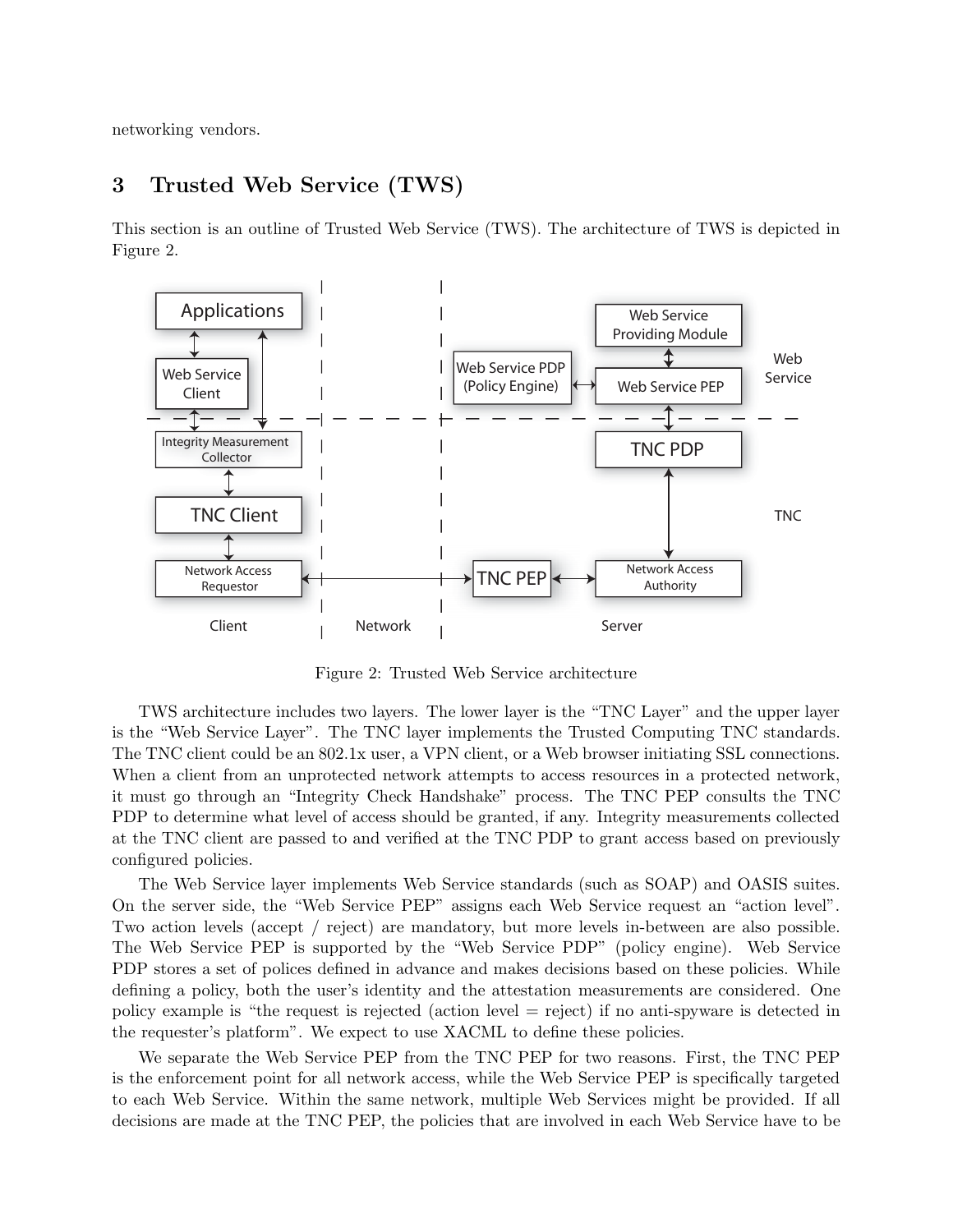networking vendors.

# 3 Trusted Web Service (TWS)

This section is an outline of Trusted Web Service (TWS). The architecture of TWS is depicted in Figure 2.

Figure 2: Trusted Web Service architecture

TWS architecture includes two layers. The lower layer is the "TNC Layer" and the upper layer is the "Web Service Layer". The TNC layer implements the Trusted Computing TNC standards. The TNC client could be an 802.1x user, a VPN client, or a Web browser initiating SSL connections. When a client from an unprotected network attempts to access resources in a protected network, it must go through an "Integrity Check Handshake" process. The TNC PEP consults the TNC PDP to determine what level of access should be granted, if any. Integrity measurements collected at the TNC client are passed to and verified at the TNC PDP to grant access based on previously configured policies.

The Web Service layer implements Web Service standards (such as SOAP) and OASIS suites. On the server side, the "Web Service PEP" assigns each Web Service request an "action level". Two action levels (accept / reject) are mandatory, but more levels in-between are also possible. The Web Service PEP is supported by the "Web Service PDP" (policy engine). Web Service PDP stores a set of polices defined in advance and makes decisions based on these policies. While defining a policy, both the user's identity and the attestation measurements are considered. One policy example is "the request is rejected (action level = reject) if no anti-spyware is detected in the requester's platform". We expect to use XACML to define these policies.

We separate the Web Service PEP from the TNC PEP for two reasons. First, the TNC PEP is the enforcement point for all network access, while the Web Service PEP is specifically targeted to each Web Service. Within the same network, multiple Web Services might be provided. If all decisions are made at the TNC PEP, the policies that are involved in each Web Service have to be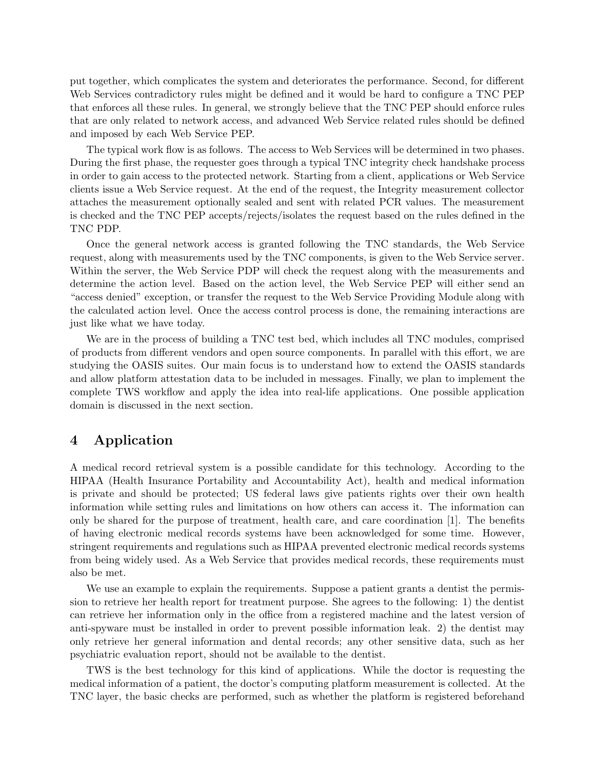put together, which complicates the system and deteriorates the performance. Second, for different Web Services contradictory rules might be defined and it would be hard to configure a TNC PEP that enforces all these rules. In general, we strongly believe that the TNC PEP should enforce rules that are only related to network access, and advanced Web Service related rules should be defined and imposed by each Web Service PEP.

The typical work flow is as follows. The access to Web Services will be determined in two phases. During the first phase, the requester goes through a typical TNC integrity check handshake process in order to gain access to the protected network. Starting from a client, applications or Web Service clients issue a Web Service request. At the end of the request, the Integrity measurement collector attaches the measurement optionally sealed and sent with related PCR values. The measurement is checked and the TNC PEP accepts/rejects/isolates the request based on the rules defined in the TNC PDP.

Once the general network access is granted following the TNC standards, the Web Service request, along with measurements used by the TNC components, is given to the Web Service server. Within the server, the Web Service PDP will check the request along with the measurements and determine the action level. Based on the action level, the Web Service PEP will either send an "access denied" exception, or transfer the request to the Web Service Providing Module along with the calculated action level. Once the access control process is done, the remaining interactions are just like what we have today.

We are in the process of building a TNC test bed, which includes all TNC modules, comprised of products from different vendors and open source components. In parallel with this effort, we are studying the OASIS suites. Our main focus is to understand how to extend the OASIS standards and allow platform attestation data to be included in messages. Finally, we plan to implement the complete TWS workflow and apply the idea into real-life applications. One possible application domain is discussed in the next section.

# 4 Application

A medical record retrieval system is a possible candidate for this technology. According to the HIPAA (Health Insurance Portability and Accountability Act), health and medical information is private and should be protected; US federal laws give patients rights over their own health information while setting rules and limitations on how others can access it. The information can only be shared for the purpose of treatment, health care, and care coordination [1]. The benefits of having electronic medical records systems have been acknowledged for some time. However, stringent requirements and regulations such as HIPAA prevented electronic medical records systems from being widely used. As a Web Service that provides medical records, these requirements must also be met.

We use an example to explain the requirements. Suppose a patient grants a dentist the permission to retrieve her health report for treatment purpose. She agrees to the following: 1) the dentist can retrieve her information only in the office from a registered machine and the latest version of anti-spyware must be installed in order to prevent possible information leak. 2) the dentist may only retrieve her general information and dental records; any other sensitive data, such as her psychiatric evaluation report, should not be available to the dentist.

TWS is the best technology for this kind of applications. While the doctor is requesting the medical information of a patient, the doctor's computing platform measurement is collected. At the TNC layer, the basic checks are performed, such as whether the platform is registered beforehand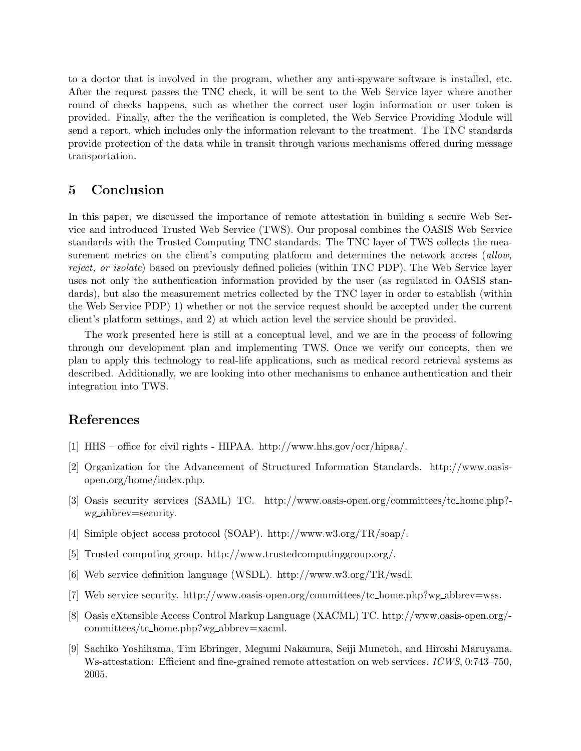to a doctor that is involved in the program, whether any anti-spyware software is installed, etc. After the request passes the TNC check, it will be sent to the Web Service layer where another round of checks happens, such as whether the correct user login information or user token is provided. Finally, after the the verification is completed, the Web Service Providing Module will send a report, which includes only the information relevant to the treatment. The TNC standards provide protection of the data while in transit through various mechanisms offered during message transportation.

## 5 Conclusion

In this paper, we discussed the importance of remote attestation in building a secure Web Service and introduced Trusted Web Service (TWS). Our proposal combines the OASIS Web Service standards with the Trusted Computing TNC standards. The TNC layer of TWS collects the measurement metrics on the client's computing platform and determines the network access (*allow, reject, or isolate*) based on previously defined policies (within TNC PDP). The Web Service layer uses not only the authentication information provided by the user (as regulated in OASIS standards), but also the measurement metrics collected by the TNC layer in order to establish (within the Web Service PDP) 1) whether or not the service request should be accepted under the current client's platform settings, and 2) at which action level the service should be provided.

The work presented here is still at a conceptual level, and we are in the process of following through our development plan and implementing TWS. Once we verify our concepts, then we plan to apply this technology to real-life applications, such as medical record retrieval systems as described. Additionally, we are looking into other mechanisms to enhance authentication and their integration into TWS.

## References

[1] HHS – office for civil rights - HIPAA. http://www.hhs.gov/ocr/hipaa/.

[2] Organization for the Advancement of Structured Information Standards. http://www.oasis-open.org/home/index.php.

[3] Oasis security services (SAML) TC. http://www.oasis-open.org/committees/tc_home.php?wg_abbrev=security.

[4] Simiple object access protocol (SOAP). http://www.w3.org/TR/soap/.

[5] Trusted computing group. http://www.trustedcomputinggroup.org/.

[6] Web service definition language (WSDL). http://www.w3.org/TR/wsdl.

[7] Web service security. http://www.oasis-open.org/committees/tc_home.php?wg_abbrev=wss.

[8] Oasis eXtensible Access Control Markup Language (XACML) TC. http://www.oasis-open.org/committees/tc_home.php?wg_abbrev=xacml.

[9] Sachiko Yoshihama, Tim Ebringer, Megumi Nakamura, Seiji Munetoh, and Hiroshi Maruyama. Ws-attestation: Efficient and fine-grained remote attestation on web services. *ICWS*, 0:743–750, 2005.